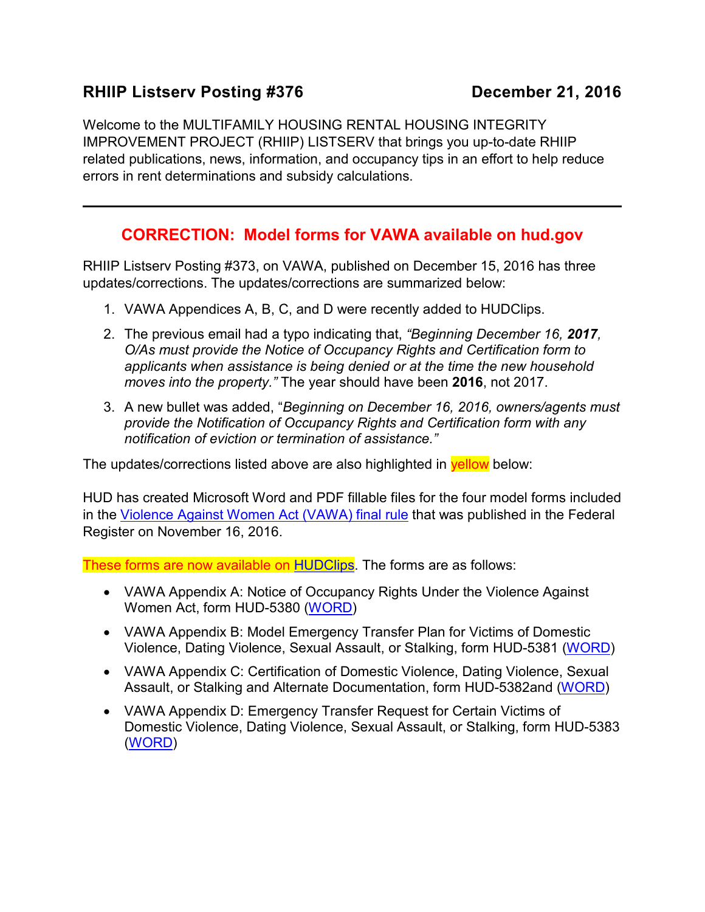## RHIIP Listserv Posting #376 December 21, 2016

Welcome to the MULTIFAMILY HOUSING RENTAL HOUSING INTEGRITY IMPROVEMENT PROJECT (RHIIP) LISTSERV that brings you up-to-date RHIIP related publications, news, information, and occupancy tips in an effort to help reduce errors in rent determinations and subsidy calculations.

---

## CORRECTION: Model forms for VAWA available on hud.gov

RHIIP Listserv Posting #373, on VAWA, published on December 15, 2016 has three updates/corrections. The updates/corrections are summarized below:

1. VAWA Appendices A, B, C, and D were recently added to HUDClips.
2. The previous email had a typo indicating that, *"Beginning December 16, **2017**, O/As must provide the Notice of Occupancy Rights and Certification form to applicants when assistance is being denied or at the time the new household moves into the property."* The year should have been **2016**, not 2017.
3. A new bullet was added, "*Beginning on December 16, 2016, owners/agents must provide the Notification of Occupancy Rights and Certification form with any notification of eviction or termination of assistance."*

The updates/corrections listed above are also highlighted in yellow below:

HUD has created Microsoft Word and PDF fillable files for the four model forms included in the Violence Against Women Act (VAWA) final rule that was published in the Federal Register on November 16, 2016.

These forms are now available on HUDClips. The forms are as follows:

- VAWA Appendix A: Notice of Occupancy Rights Under the Violence Against Women Act, form HUD-5380 (WORD)
- VAWA Appendix B: Model Emergency Transfer Plan for Victims of Domestic Violence, Dating Violence, Sexual Assault, or Stalking, form HUD-5381 (WORD)
- VAWA Appendix C: Certification of Domestic Violence, Dating Violence, Sexual Assault, or Stalking and Alternate Documentation, form HUD-5382and (WORD)
- VAWA Appendix D: Emergency Transfer Request for Certain Victims of Domestic Violence, Dating Violence, Sexual Assault, or Stalking, form HUD-5383 (WORD)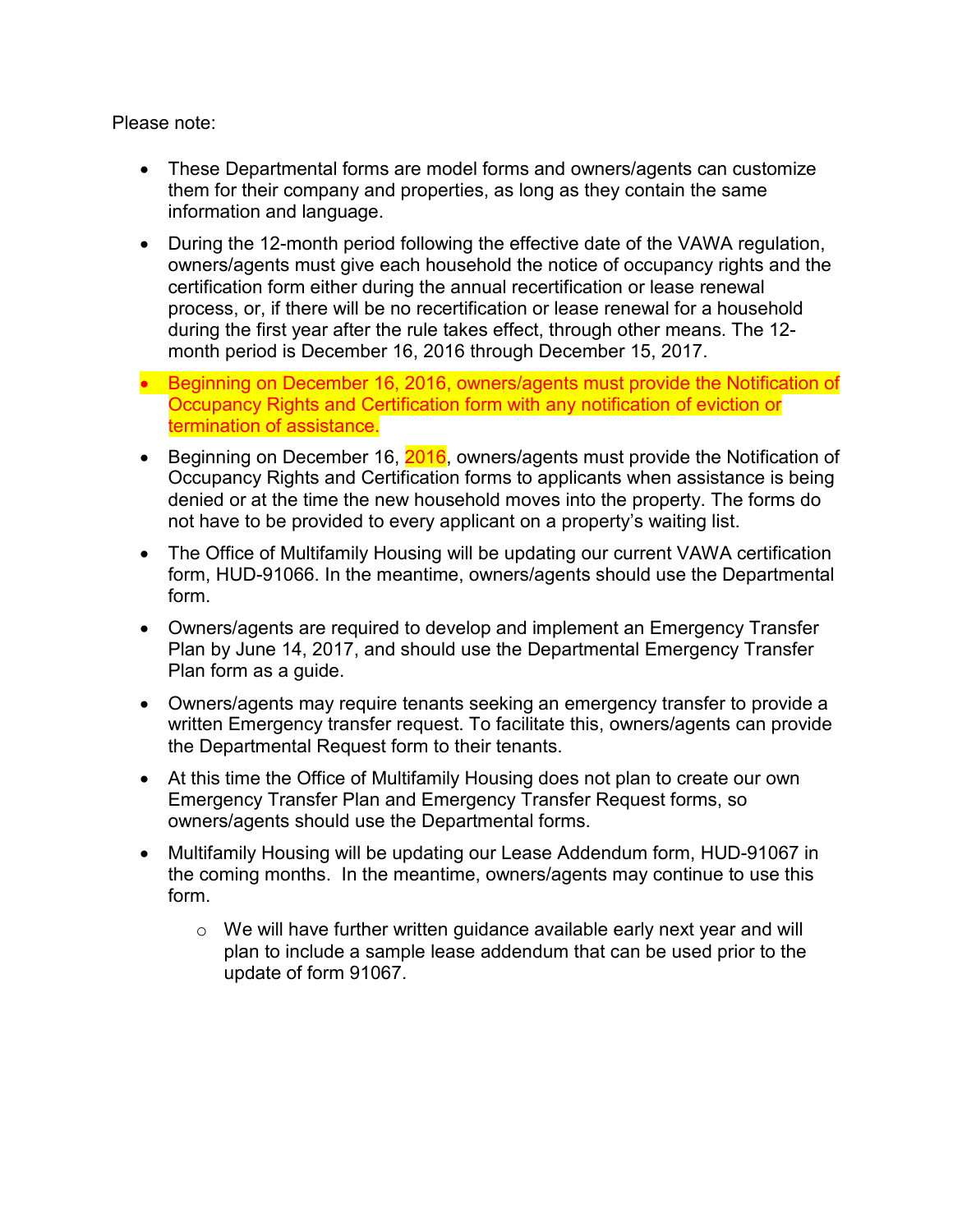Please note:

- These Departmental forms are model forms and owners/agents can customize them for their company and properties, as long as they contain the same information and language.
- During the 12-month period following the effective date of the VAWA regulation, owners/agents must give each household the notice of occupancy rights and the certification form either during the annual recertification or lease renewal process, or, if there will be no recertification or lease renewal for a household during the first year after the rule takes effect, through other means. The 12-month period is December 16, 2016 through December 15, 2017.
- Beginning on December 16, 2016, owners/agents must provide the Notification of Occupancy Rights and Certification form with any notification of eviction or termination of assistance.
- Beginning on December 16, 2016, owners/agents must provide the Notification of Occupancy Rights and Certification forms to applicants when assistance is being denied or at the time the new household moves into the property. The forms do not have to be provided to every applicant on a property's waiting list.
- The Office of Multifamily Housing will be updating our current VAWA certification form, HUD-91066. In the meantime, owners/agents should use the Departmental form.
- Owners/agents are required to develop and implement an Emergency Transfer Plan by June 14, 2017, and should use the Departmental Emergency Transfer Plan form as a guide.
- Owners/agents may require tenants seeking an emergency transfer to provide a written Emergency transfer request. To facilitate this, owners/agents can provide the Departmental Request form to their tenants.
- At this time the Office of Multifamily Housing does not plan to create our own Emergency Transfer Plan and Emergency Transfer Request forms, so owners/agents should use the Departmental forms.
- Multifamily Housing will be updating our Lease Addendum form, HUD-91067 in the coming months. In the meantime, owners/agents may continue to use this form.
  - We will have further written guidance available early next year and will plan to include a sample lease addendum that can be used prior to the update of form 91067.